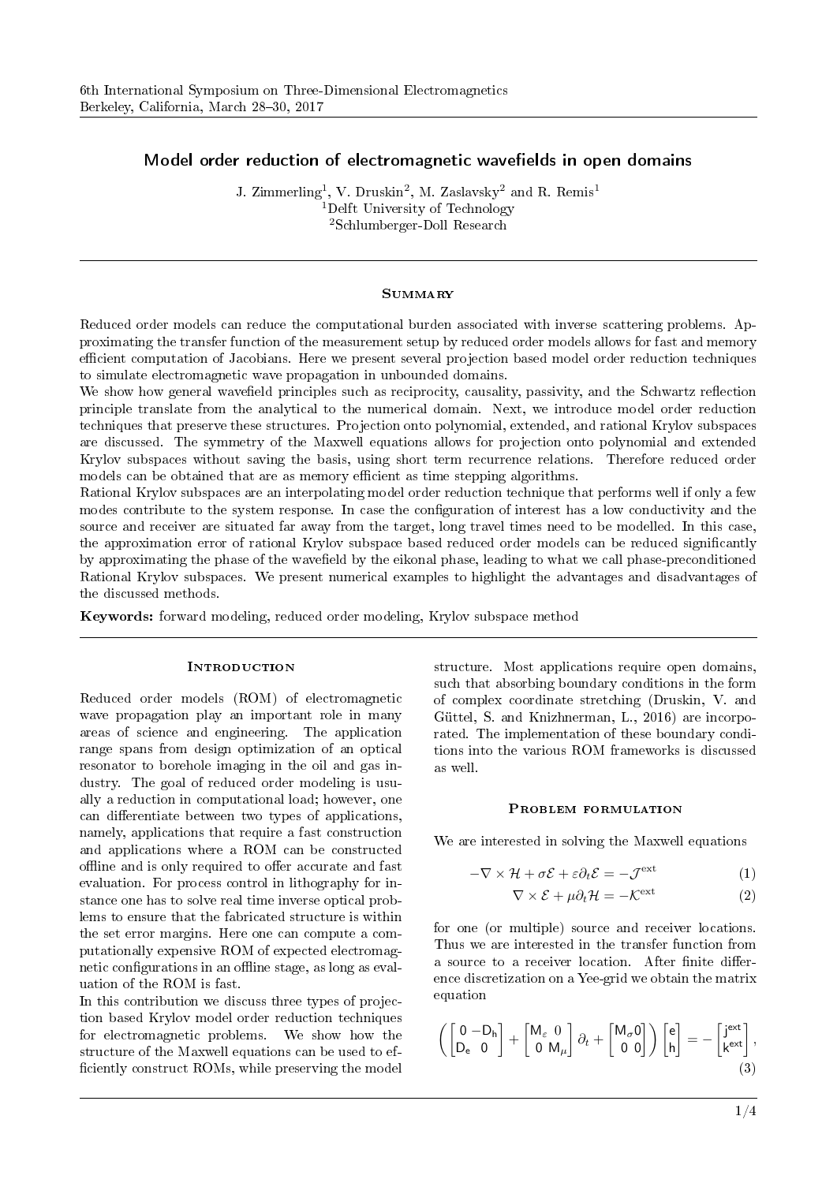# Model order reduction of electromagnetic wavefields in open domains

J. Zimmerling[1], V. Druskin[2], M. Zaslavsky[2] and R. Remis[1]
[1]Delft University of Technology
[2]Schlumberger-Doll Research

## Summary

Reduced order models can reduce the computational burden associated with inverse scattering problems. Approximating the transfer function of the measurement setup by reduced order models allows for fast and memory efficient computation of Jacobians. Here we present several projection based model order reduction techniques to simulate electromagnetic wave propagation in unbounded domains.

We show how general wavefield principles such as reciprocity, causality, passivity, and the Schwartz reflection principle translate from the analytical to the numerical domain. Next, we introduce model order reduction techniques that preserve these structures. Projection onto polynomial, extended, and rational Krylov subspaces are discussed. The symmetry of the Maxwell equations allows for projection onto polynomial and extended Krylov subspaces without saving the basis, using short term recurrence relations. Therefore reduced order models can be obtained that are as memory efficient as time stepping algorithms.

Rational Krylov subspaces are an interpolating model order reduction technique that performs well if only a few modes contribute to the system response. In case the configuration of interest has a low conductivity and the source and receiver are situated far away from the target, long travel times need to be modelled. In this case, the approximation error of rational Krylov subspace based reduced order models can be reduced significantly by approximating the phase of the wavefield by the eikonal phase, leading to what we call phase-preconditioned Rational Krylov subspaces. We present numerical examples to highlight the advantages and disadvantages of the discussed methods.

**Keywords:** forward modeling, reduced order modeling, Krylov subspace method

## Introduction

Reduced order models (ROM) of electromagnetic wave propagation play an important role in many areas of science and engineering. The application range spans from design optimization of an optical resonator to borehole imaging in the oil and gas industry. The goal of reduced order modeling is usually a reduction in computational load; however, one can differentiate between two types of applications, namely, applications that require a fast construction and applications where a ROM can be constructed offline and is only required to offer accurate and fast evaluation. For process control in lithography for instance one has to solve real time inverse optical problems to ensure that the fabricated structure is within the set error margins. Here one can compute a computationally expensive ROM of expected electromagnetic configurations in an offline stage, as long as evaluation of the ROM is fast.

In this contribution we discuss three types of projection based Krylov model order reduction techniques for electromagnetic problems. We show how the structure of the Maxwell equations can be used to efficiently construct ROMs, while preserving the model structure. Most applications require open domains, such that absorbing boundary conditions in the form of complex coordinate stretching (Druskin, V. and Güttel, S. and Knizhnerman, L., 2016) are incorporated. The implementation of these boundary conditions into the various ROM frameworks is discussed as well.

## Problem formulation

We are interested in solving the Maxwell equations

$$-\nabla \times \mathcal{H} + \sigma \mathcal{E} + \varepsilon \partial_t \mathcal{E} = -\mathcal{J}^{\text{ext}} \tag{1}$$

$$\nabla \times \mathcal{E} + \mu \partial_t \mathcal{H} = -\mathcal{K}^{\text{ext}} \tag{2}$$

for one (or multiple) source and receiver locations. Thus we are interested in the transfer function from a source to a receiver location. After finite difference discretization on a Yee-grid we obtain the matrix equation

$$\left( \begin{bmatrix} 0 & -\mathsf{D}_{\mathsf{h}} \\ \mathsf{D}_{\mathsf{e}} & 0 \end{bmatrix} + \begin{bmatrix} \mathsf{M}_{\varepsilon} & 0 \\ 0 & \mathsf{M}_{\mu} \end{bmatrix} \partial_t + \begin{bmatrix} \mathsf{M}_{\sigma} & 0 \\ 0 & 0 \end{bmatrix} \right) \begin{bmatrix} \mathsf{e} \\ \mathsf{h} \end{bmatrix} = - \begin{bmatrix} \mathsf{j}^{\text{ext}} \\ \mathsf{k}^{\text{ext}} \end{bmatrix}, \tag{3}$$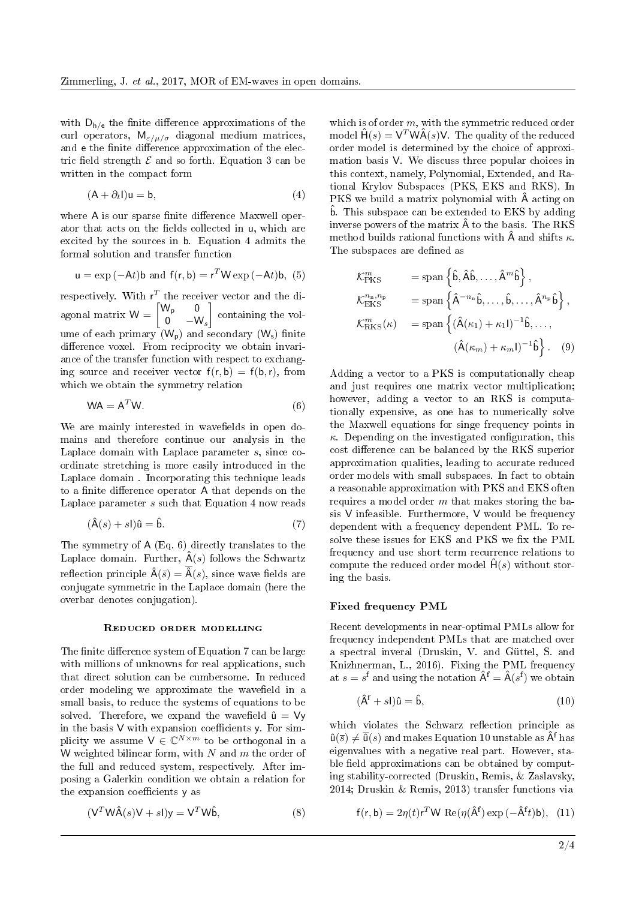with $\mathsf{D}_{\mathsf{h}/\mathsf{e}}$ the finite difference approximations of the curl operators, $\mathsf{M}_{\varepsilon/\mu/\sigma}$ diagonal medium matrices, and $\mathsf{e}$ the finite difference approximation of the electric field strength $\mathcal{E}$ and so forth. Equation 3 can be written in the compact form

$$(\mathsf{A} + \partial_t \mathsf{I})\mathsf{u} = \mathsf{b}, \tag{4}$$

where $\mathsf{A}$ is our sparse finite difference Maxwell operator that acts on the fields collected in $\mathsf{u}$, which are excited by the sources in $\mathsf{b}$. Equation 4 admits the formal solution and transfer function

$$\mathsf{u} = \exp(-\mathsf{A}t)\mathsf{b} \text{ and } \mathsf{f}(\mathsf{r}, \mathsf{b}) = \mathsf{r}^T \mathsf{W} \exp(-\mathsf{A}t)\mathsf{b}, \tag{5}$$

respectively. With $\mathsf{r}^T$ the receiver vector and the diagonal matrix $\mathsf{W} = \begin{bmatrix} \mathsf{W}_\mathsf{p} & 0 \\ 0 & -\mathsf{W}_s \end{bmatrix}$ containing the volume of each primary ($\mathsf{W}_\mathsf{p}$) and secondary ($\mathsf{W}_\mathsf{s}$) finite difference voxel. From reciprocity we obtain invariance of the transfer function with respect to exchanging source and receiver vector $\mathsf{f}(\mathsf{r}, \mathsf{b}) = \mathsf{f}(\mathsf{b}, \mathsf{r})$, from which we obtain the symmetry relation

$$\mathsf{W}\mathsf{A} = \mathsf{A}^T \mathsf{W}. \tag{6}$$

We are mainly interested in wavefields in open domains and therefore continue our analysis in the Laplace domain with Laplace parameter $s$, since coordinate stretching is more easily introduced in the Laplace domain . Incorporating this technique leads to a finite difference operator $\mathsf{A}$ that depends on the Laplace parameter $s$ such that Equation 4 now reads

$$(\hat{\mathsf{A}}(s) + s\mathsf{I})\hat{\mathsf{u}} = \hat{\mathsf{b}}. \tag{7}$$

The symmetry of $\mathsf{A}$ (Eq. 6) directly translates to the Laplace domain. Further, $\hat{\mathsf{A}}(s)$ follows the Schwartz reflection principle $\hat{\mathsf{A}}(\bar{s}) = \overline{\hat{\mathsf{A}}}(s)$, since wave fields are conjugate symmetric in the Laplace domain (here the overbar denotes conjugation).

## Reduced order modelling

The finite difference system of Equation 7 can be large with millions of unknowns for real applications, such that direct solution can be cumbersome. In reduced order modeling we approximate the wavefield in a small basis, to reduce the systems of equations to be solved. Therefore, we expand the wavefield $\hat{\mathsf{u}} = \mathsf{V}\mathsf{y}$ in the basis $\mathsf{V}$ with expansion coefficients $\mathsf{y}$. For simplicity we assume $\mathsf{V} \in \mathbb{C}^{N \times m}$ to be orthogonal in a $\mathsf{W}$ weighted bilinear form, with $N$ and $m$ the order of the full and reduced system, respectively. After imposing a Galerkin condition we obtain a relation for the expansion coefficients $\mathsf{y}$ as

$$(\mathsf{V}^T \mathsf{W} \hat{\mathsf{A}}(s) \mathsf{V} + s\mathsf{I})\mathsf{y} = \mathsf{V}^T \mathsf{W} \hat{\mathsf{b}}, \tag{8}$$

which is of order $m$, with the symmetric reduced order model $\hat{\mathsf{H}}(s) = \mathsf{V}^T \mathsf{W} \hat{\mathsf{A}}(s) \mathsf{V}$. The quality of the reduced order model is determined by the choice of approximation basis $\mathsf{V}$. We discuss three popular choices in this context, namely, Polynomial, Extended, and Rational Krylov Subspaces (PKS, EKS and RKS). In PKS we build a matrix polynomial with $\hat{\mathsf{A}}$ acting on $\hat{\mathsf{b}}$. This subspace can be extended to EKS by adding inverse powers of the matrix $\hat{\mathsf{A}}$ to the basis. The RKS method builds rational functions with $\hat{\mathsf{A}}$ and shifts $\kappa$. The subspaces are defined as

$$\begin{aligned}
\mathcal{K}^m_{\text{PKS}} &= \operatorname{span}\left\{\hat{\mathsf{b}}, \hat{\mathsf{A}}\hat{\mathsf{b}}, \ldots, \hat{\mathsf{A}}^m \hat{\mathsf{b}}\right\}, \\
\mathcal{K}^{n_\mathrm{n}, n_\mathrm{p}}_{\text{EKS}} &= \operatorname{span}\left\{\hat{\mathsf{A}}^{-n_\mathrm{n}} \hat{\mathsf{b}}, \ldots, \hat{\mathsf{b}}, \ldots, \hat{\mathsf{A}}^{n_\mathrm{p}} \hat{\mathsf{b}}\right\}, \\
\mathcal{K}^m_{\text{RKS}}(\kappa) &= \operatorname{span}\left\{(\hat{\mathsf{A}}(\kappa_1) + \kappa_1 \mathsf{I})^{-1}\hat{\mathsf{b}}, \ldots, \right. \\
&\qquad \left. (\hat{\mathsf{A}}(\kappa_m) + \kappa_m \mathsf{I})^{-1}\hat{\mathsf{b}}\right\}.
\end{aligned} \tag{9}$$

Adding a vector to a PKS is computationally cheap and just requires one matrix vector multiplication; however, adding a vector to an RKS is computationally expensive, as one has to numerically solve the Maxwell equations for singe frequency points in $\kappa$. Depending on the investigated configuration, this cost difference can be balanced by the RKS superior approximation qualities, leading to accurate reduced order models with small subspaces. In fact to obtain a reasonable approximation with PKS and EKS often requires a model order $m$ that makes storing the basis $\mathsf{V}$ infeasible. Furthermore, $\mathsf{V}$ would be frequency dependent with a frequency dependent PML. To resolve these issues for EKS and PKS we fix the PML frequency and use short term recurrence relations to compute the reduced order model $\hat{\mathsf{H}}(s)$ without storing the basis.

### Fixed frequency PML

Recent developments in near-optimal PMLs allow for frequency independent PMLs that are matched over a spectral inveral (Druskin, V. and Güttel, S. and Knizhnerman, L., 2016). Fixing the PML frequency at $s = s^\mathrm{f}$ and using the notation $\hat{\mathsf{A}}^\mathrm{f} = \hat{\mathsf{A}}(s^\mathrm{f})$ we obtain

$$(\hat{\mathsf{A}}^\mathrm{f} + s\mathsf{I})\hat{\mathsf{u}} = \hat{\mathsf{b}}, \tag{10}$$

which violates the Schwarz reflection principle as $\hat{\mathsf{u}}(\bar{s}) \neq \overline{\hat{\mathsf{u}}}(s)$ and makes Equation 10 unstable as $\hat{\mathsf{A}}^\mathrm{f}$ has eigenvalues with a negative real part. However, stable field approximations can be obtained by computing stability-corrected (Druskin, Remis, & Zaslavsky, 2014; Druskin & Remis, 2013) transfer functions via

$$\mathsf{f}(\mathsf{r}, \mathsf{b}) = 2\eta(t)\mathsf{r}^T \mathsf{W} \operatorname{Re}(\eta(\hat{\mathsf{A}}^\mathrm{f}) \exp(-\hat{\mathsf{A}}^\mathrm{f} t)\mathsf{b}), \tag{11}$$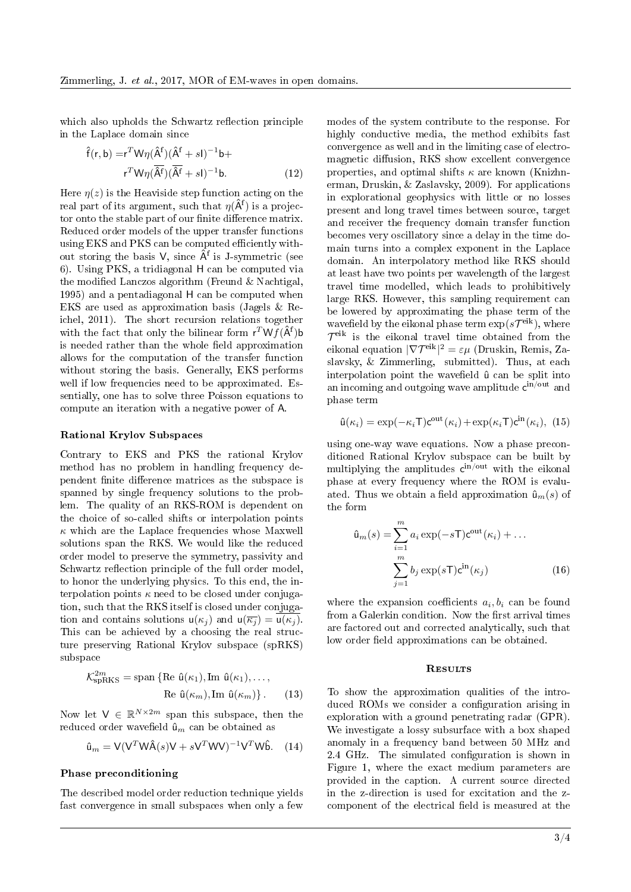which also upholds the Schwartz reflection principle in the Laplace domain since

$$\hat{\mathsf{f}}(\mathsf{r},\mathsf{b}) = \mathsf{r}^T \mathsf{W}\eta(\hat{\mathsf{A}}^{\mathrm{f}})(\hat{\mathsf{A}}^{\mathrm{f}} + s\mathsf{I})^{-1}\mathsf{b} + \mathsf{r}^T \mathsf{W}\eta(\overline{\hat{\mathsf{A}}^{\mathrm{f}}})(\overline{\hat{\mathsf{A}}^{\mathrm{f}}} + s\mathsf{I})^{-1}\mathsf{b}. \tag{12}$$

Here $\eta(z)$ is the Heaviside step function acting on the real part of its argument, such that $\eta(\hat{\mathsf{A}}^{\mathrm{f}})$ is a projector onto the stable part of our finite difference matrix. Reduced order models of the upper transfer functions using EKS and PKS can be computed efficiently without storing the basis $\mathsf{V}$, since $\hat{\mathsf{A}}^{\mathrm{f}}$ is J-symmetric (see 6). Using PKS, a tridiagonal $\mathsf{H}$ can be computed via the modified Lanczos algorithm (Freund & Nachtigal, 1995) and a pentadiagonal $\mathsf{H}$ can be computed when EKS are used as approximation basis (Jagels & Reichel, 2011). The short recursion relations together with the fact that only the bilinear form $\mathsf{r}^T\mathsf{W}f(\hat{\mathsf{A}}^{\mathrm{f}})\mathsf{b}$ is needed rather than the whole field approximation allows for the computation of the transfer function without storing the basis. Generally, EKS performs well if low frequencies need to be approximated. Essentially, one has to solve three Poisson equations to compute an iteration with a negative power of $\mathsf{A}$.

### Rational Krylov Subspaces

Contrary to EKS and PKS the rational Krylov method has no problem in handling frequency dependent finite difference matrices as the subspace is spanned by single frequency solutions to the problem. The quality of an RKS-ROM is dependent on the choice of so-called shifts or interpolation points $\kappa$ which are the Laplace frequencies whose Maxwell solutions span the RKS. We would like the reduced order model to preserve the symmetry, passivity and Schwartz reflection principle of the full order model, to honor the underlying physics. To this end, the interpolation points $\kappa$ need to be closed under conjugation, such that the RKS itself is closed under conjugation and contains solutions $\mathsf{u}(\kappa_j)$ and $\mathsf{u}(\overline{\kappa_j}) = \overline{\mathsf{u}(\kappa_j)}$. This can be achieved by a choosing the real structure preserving Rational Krylov subspace (spRKS) subspace

$$\mathcal{K}^{2m}_{\mathrm{spRKS}} = \mathrm{span}\,\{\mathrm{Re}\ \hat{\mathsf{u}}(\kappa_1), \mathrm{Im}\ \hat{\mathsf{u}}(\kappa_1), \ldots, \mathrm{Re}\ \hat{\mathsf{u}}(\kappa_m), \mathrm{Im}\ \hat{\mathsf{u}}(\kappa_m)\}. \tag{13}$$

Now let $\mathsf{V} \in \mathbb{R}^{N\times 2m}$ span this subspace, then the reduced order wavefield $\hat{\mathsf{u}}_m$ can be obtained as

$$\hat{\mathsf{u}}_m = \mathsf{V}(\mathsf{V}^T\mathsf{W}\hat{\mathsf{A}}(s)\mathsf{V} + s\mathsf{V}^T\mathsf{W}\mathsf{V})^{-1}\mathsf{V}^T\mathsf{W}\hat{\mathsf{b}}. \tag{14}$$

### Phase preconditioning

The described model order reduction technique yields fast convergence in small subspaces when only a few modes of the system contribute to the response. For highly conductive media, the method exhibits fast convergence as well and in the limiting case of electromagnetic diffusion, RKS show excellent convergence properties, and optimal shifts $\kappa$ are known (Knizhnerman, Druskin, & Zaslavsky, 2009). For applications in explorational geophysics with little or no losses present and long travel times between source, target and receiver the frequency domain transfer function becomes very oscillatory since a delay in the time domain turns into a complex exponent in the Laplace domain. An interpolatory method like RKS should at least have two points per wavelength of the largest travel time modelled, which leads to prohibitively large RKS. However, this sampling requirement can be lowered by approximating the phase term of the wavefield by the eikonal phase term $\exp(s\mathcal{T}^{\mathrm{eik}})$, where $\mathcal{T}^{\mathrm{eik}}$ is the eikonal travel time obtained from the eikonal equation $|\nabla\mathcal{T}^{\mathrm{eik}}|^2 = \varepsilon\mu$ (Druskin, Remis, Zaslavsky, & Zimmerling, submitted). Thus, at each interpolation point the wavefield $\hat{\mathsf{u}}$ can be split into an incoming and outgoing wave amplitude $\mathsf{c}^{\mathrm{in/out}}$ and phase term

$$\hat{\mathsf{u}}(\kappa_i) = \exp(-\kappa_i\mathsf{T})\mathsf{c}^{\mathrm{out}}(\kappa_i) + \exp(\kappa_i\mathsf{T})\mathsf{c}^{\mathrm{in}}(\kappa_i), \tag{15}$$

using one-way wave equations. Now a phase preconditioned Rational Krylov subspace can be built by multiplying the amplitudes $\mathsf{c}^{\mathrm{in/out}}$ with the eikonal phase at every frequency where the ROM is evaluated. Thus we obtain a field approximation $\hat{\mathsf{u}}_m(s)$ of the form

$$\hat{\mathsf{u}}_m(s) = \sum_{i=1}^{m} a_i \exp(-s\mathsf{T})\mathsf{c}^{\mathrm{out}}(\kappa_i) + \ldots \sum_{j=1}^{m} b_j \exp(s\mathsf{T})\mathsf{c}^{\mathrm{in}}(\kappa_j) \tag{16}$$

where the expansion coefficients $a_i, b_i$ can be found from a Galerkin condition. Now the first arrival times are factored out and corrected analytically, such that low order field approximations can be obtained.

## Results

To show the approximation qualities of the introduced ROMs we consider a configuration arising in exploration with a ground penetrating radar (GPR). We investigate a lossy subsurface with a box shaped anomaly in a frequency band between 50 MHz and 2.4 GHz. The simulated configuration is shown in Figure 1, where the exact medium parameters are provided in the caption. A current source directed in the z-direction is used for excitation and the z-component of the electrical field is measured at the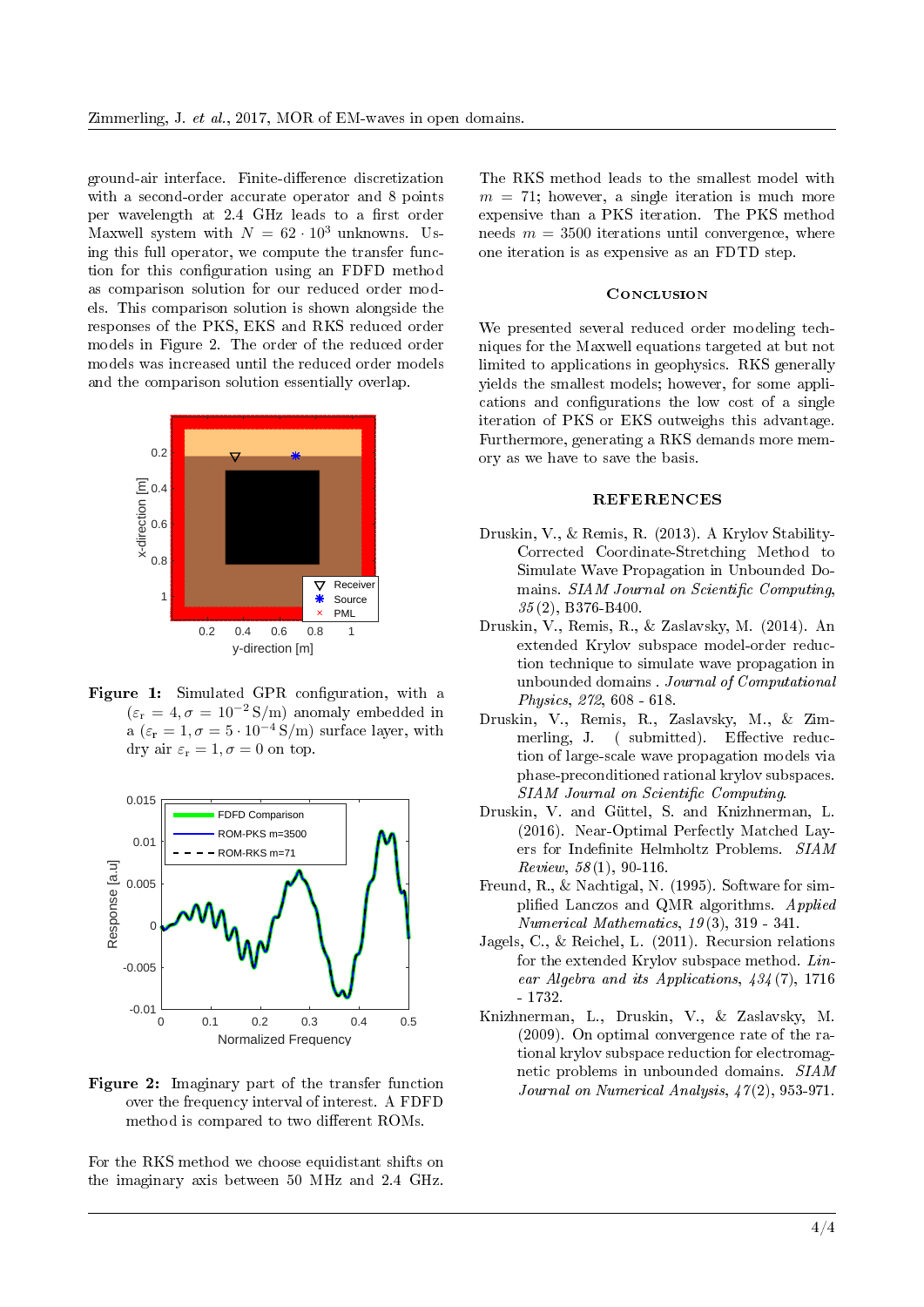ground-air interface. Finite-difference discretization with a second-order accurate operator and 8 points per wavelength at 2.4 GHz leads to a first order Maxwell system with $N = 62 \cdot 10^3$ unknowns. Using this full operator, we compute the transfer function for this configuration using an FDFD method as comparison solution for our reduced order models. This comparison solution is shown alongside the responses of the PKS, EKS and RKS reduced order models in Figure 2. The order of the reduced order models was increased until the reduced order models and the comparison solution essentially overlap.

0.2
0.4
0.6
0.8
1
x-direction [m]
0.2 0.4 0.6 0.8 1
y-direction [m]
Receiver
Source
PML

**Figure 1:** Simulated GPR configuration, with a ($\varepsilon_r = 4, \sigma = 10^{-2}$ S/m) anomaly embedded in a ($\varepsilon_r = 1, \sigma = 5 \cdot 10^{-4}$ S/m) surface layer, with dry air $\varepsilon_r = 1, \sigma = 0$ on top.

0.015
0.01
0.005
0
-0.005
-0.01
Response [a.u]
0 0.1 0.2 0.3 0.4 0.5
Normalized Frequency
FDFD Comparison
ROM-PKS m=3500
ROM-RKS m=71

**Figure 2:** Imaginary part of the transfer function over the frequency interval of interest. A FDFD method is compared to two different ROMs.

For the RKS method we choose equidistant shifts on the imaginary axis between 50 MHz and 2.4 GHz. The RKS method leads to the smallest model with $m = 71$; however, a single iteration is much more expensive than a PKS iteration. The PKS method needs $m = 3500$ iterations until convergence, where one iteration is as expensive as an FDTD step.

## Conclusion

We presented several reduced order modeling techniques for the Maxwell equations targeted at but not limited to applications in geophysics. RKS generally yields the smallest models; however, for some applications and configurations the low cost of a single iteration of PKS or EKS outweighs this advantage. Furthermore, generating a RKS demands more memory as we have to save the basis.

## References

Druskin, V., & Remis, R. (2013). A Krylov Stability-Corrected Coordinate-Stretching Method to Simulate Wave Propagation in Unbounded Domains. *SIAM Journal on Scientific Computing*, *35*(2), B376-B400.

Druskin, V., Remis, R., & Zaslavsky, M. (2014). An extended Krylov subspace model-order reduction technique to simulate wave propagation in unbounded domains . *Journal of Computational Physics*, *272*, 608 - 618.

Druskin, V., Remis, R., Zaslavsky, M., & Zimmerling, J. ( submitted). Effective reduction of large-scale wave propagation models via phase-preconditioned rational krylov subspaces. *SIAM Journal on Scientific Computing*.

Druskin, V. and Güttel, S. and Knizhnerman, L. (2016). Near-Optimal Perfectly Matched Layers for Indefinite Helmholtz Problems. *SIAM Review*, *58*(1), 90-116.

Freund, R., & Nachtigal, N. (1995). Software for simplified Lanczos and QMR algorithms. *Applied Numerical Mathematics*, *19*(3), 319 - 341.

Jagels, C., & Reichel, L. (2011). Recursion relations for the extended krylov subspace method. *Linear Algebra and its Applications*, *434*(7), 1716 - 1732.

Knizhnerman, L., Druskin, V., & Zaslavsky, M. (2009). On optimal convergence rate of the rational krylov subspace reduction for electromagnetic problems in unbounded domains. *SIAM Journal on Numerical Analysis*, *47*(2), 953-971.